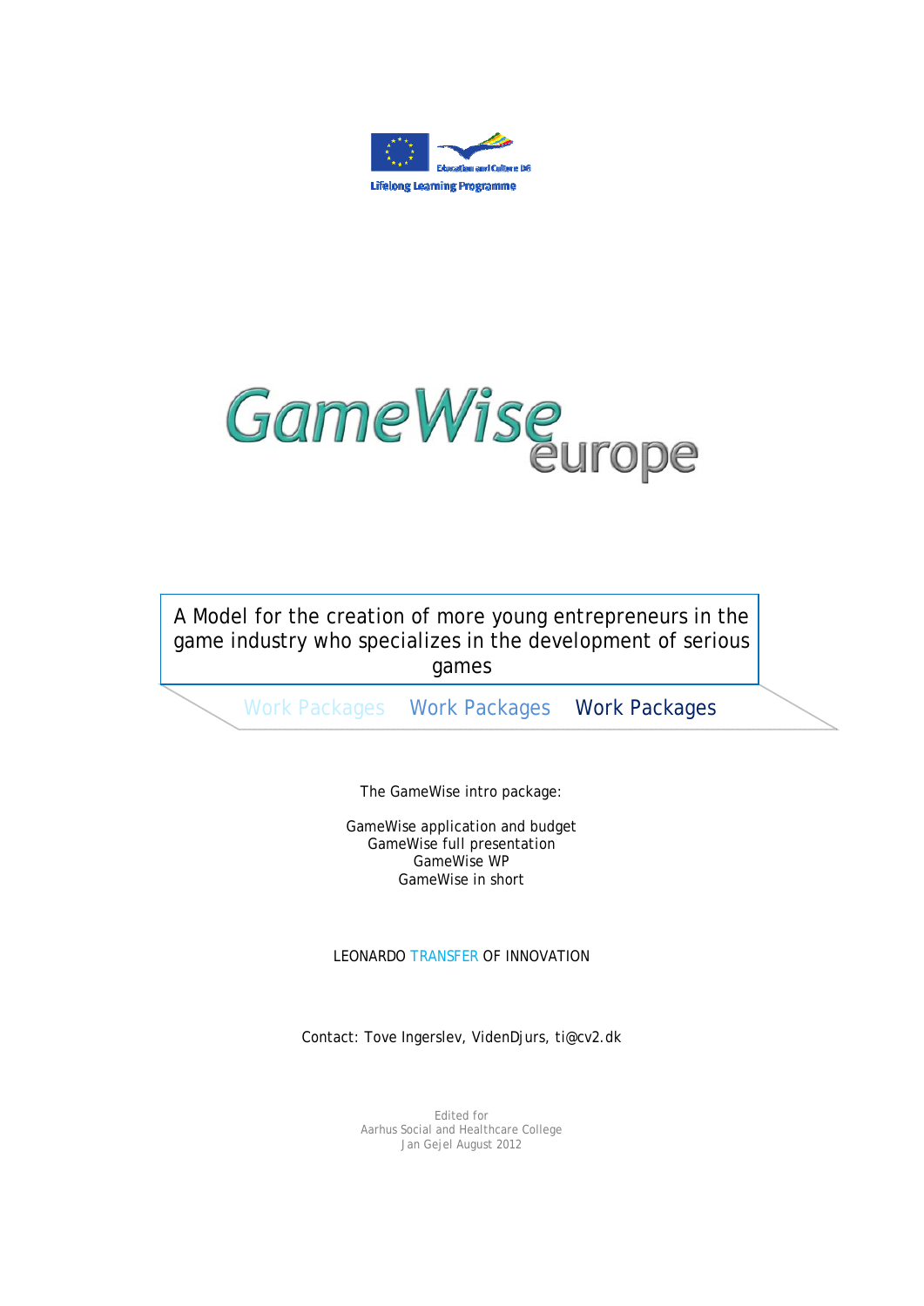Education and Culture DG

Lifelong Learning Programme

# GameWise europe

A Model for the creation of more young entrepreneurs in the game industry who specializes in the development of serious games

Work Packages  Work Packages  Work Packages

The GameWise intro package:

GameWise application and budget
GameWise full presentation
GameWise WP
GameWise in short

LEONARDO TRANSFER OF INNOVATION

Contact: Tove Ingerslev, VidenDjurs, ti@cv2.dk

Edited for
Aarhus Social and Healthcare College
Jan Gejel August 2012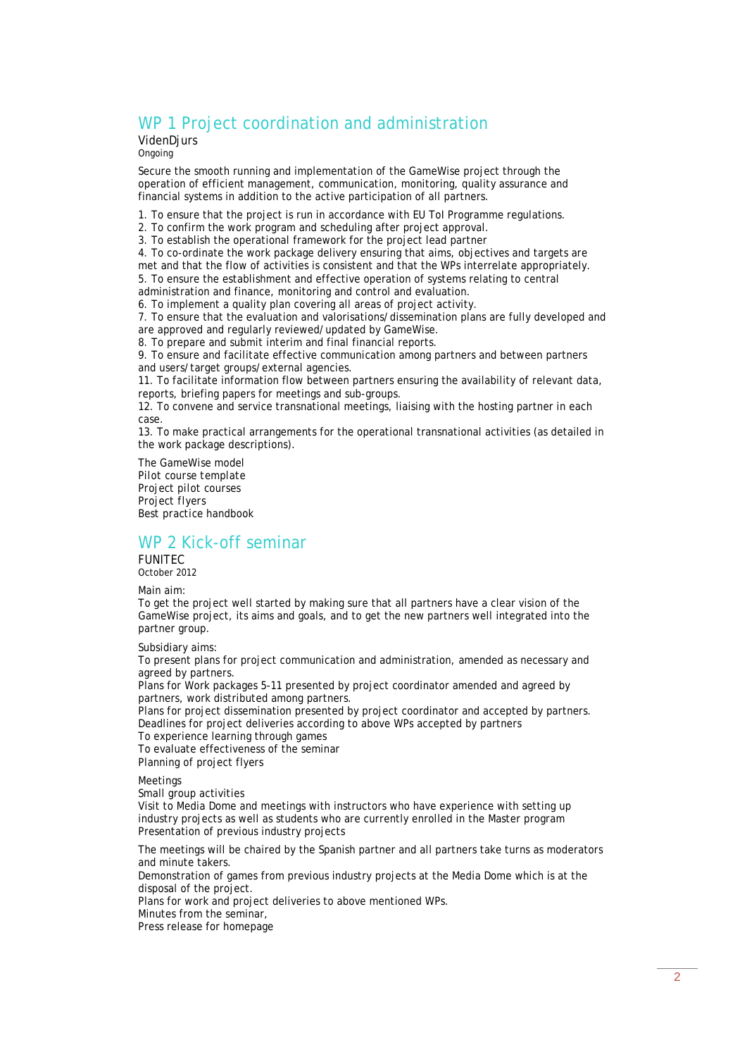## WP 1 Project coordination and administration

VidenDjurs

Ongoing

Secure the smooth running and implementation of the GameWise project through the operation of efficient management, communication, monitoring, quality assurance and financial systems in addition to the active participation of all partners.

1. To ensure that the project is run in accordance with EU ToI Programme regulations.
2. To confirm the work program and scheduling after project approval.
3. To establish the operational framework for the project lead partner
4. To co-ordinate the work package delivery ensuring that aims, objectives and targets are met and that the flow of activities is consistent and that the WPs interrelate appropriately.
5. To ensure the establishment and effective operation of systems relating to central administration and finance, monitoring and control and evaluation.
6. To implement a quality plan covering all areas of project activity.
7. To ensure that the evaluation and valorisations/dissemination plans are fully developed and are approved and regularly reviewed/updated by GameWise.
8. To prepare and submit interim and final financial reports.
9. To ensure and facilitate effective communication among partners and between partners and users/target groups/external agencies.

11. To facilitate information flow between partners ensuring the availability of relevant data, reports, briefing papers for meetings and sub-groups.
12. To convene and service transnational meetings, liaising with the hosting partner in each case.
13. To make practical arrangements for the operational transnational activities (as detailed in the work package descriptions).

The GameWise model
Pilot course template
Project pilot courses
Project flyers
Best practice handbook

## WP 2 Kick-off seminar

FUNITEC

October 2012

Main aim:
To get the project well started by making sure that all partners have a clear vision of the GameWise project, its aims and goals, and to get the new partners well integrated into the partner group.

Subsidiary aims:
To present plans for project communication and administration, amended as necessary and agreed by partners.
Plans for Work packages 5-11 presented by project coordinator amended and agreed by partners, work distributed among partners.
Plans for project dissemination presented by project coordinator and accepted by partners.
Deadlines for project deliveries according to above WPs accepted by partners
To experience learning through games
To evaluate effectiveness of the seminar
Planning of project flyers

Meetings
Small group activities
Visit to Media Dome and meetings with instructors who have experience with setting up industry projects as well as students who are currently enrolled in the Master program
Presentation of previous industry projects

The meetings will be chaired by the Spanish partner and all partners take turns as moderators and minute takers.
Demonstration of games from previous industry projects at the Media Dome which is at the disposal of the project.
Plans for work and project deliveries to above mentioned WPs.
Minutes from the seminar,
Press release for homepage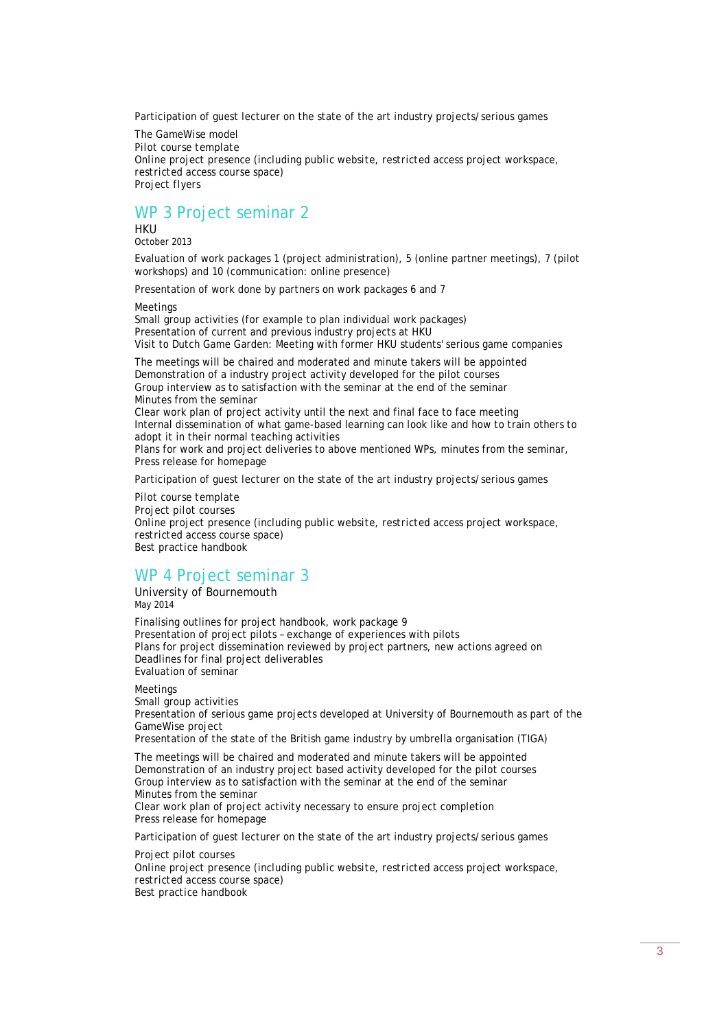Participation of guest lecturer on the state of the art industry projects/serious games

The GameWise model
Pilot course template
Online project presence (including public website, restricted access project workspace, restricted access course space)
Project flyers

## WP 3 Project seminar 2

HKU
October 2013

Evaluation of work packages 1 (project administration), 5 (online partner meetings), 7 (pilot workshops) and 10 (communication: online presence)

Presentation of work done by partners on work packages 6 and 7

Meetings
Small group activities (for example to plan individual work packages)
Presentation of current and previous industry projects at HKU
Visit to Dutch Game Garden: Meeting with former HKU students' serious game companies

The meetings will be chaired and moderated and minute takers will be appointed
Demonstration of a industry project activity developed for the pilot courses
Group interview as to satisfaction with the seminar at the end of the seminar
Minutes from the seminar
Clear work plan of project activity until the next and final face to face meeting
Internal dissemination of what game-based learning can look like and how to train others to adopt it in their normal teaching activities
Plans for work and project deliveries to above mentioned WPs, minutes from the seminar, Press release for homepage

Participation of guest lecturer on the state of the art industry projects/serious games

Pilot course template
Project pilot courses
Online project presence (including public website, restricted access project workspace, restricted access course space)
Best practice handbook

## WP 4 Project seminar 3

University of Bournemouth
May 2014

Finalising outlines for project handbook, work package 9
Presentation of project pilots – exchange of experiences with pilots
Plans for project dissemination reviewed by project partners, new actions agreed on
Deadlines for final project deliverables
Evaluation of seminar

Meetings
Small group activities
Presentation of serious game projects developed at University of Bournemouth as part of the GameWise project
Presentation of the state of the British game industry by umbrella organisation (TIGA)

The meetings will be chaired and moderated and minute takers will be appointed
Demonstration of an industry project based activity developed for the pilot courses
Group interview as to satisfaction with the seminar at the end of the seminar
Minutes from the seminar
Clear work plan of project activity necessary to ensure project completion
Press release for homepage

Participation of guest lecturer on the state of the art industry projects/serious games

Project pilot courses
Online project presence (including public website, restricted access project workspace, restricted access course space)
Best practice handbook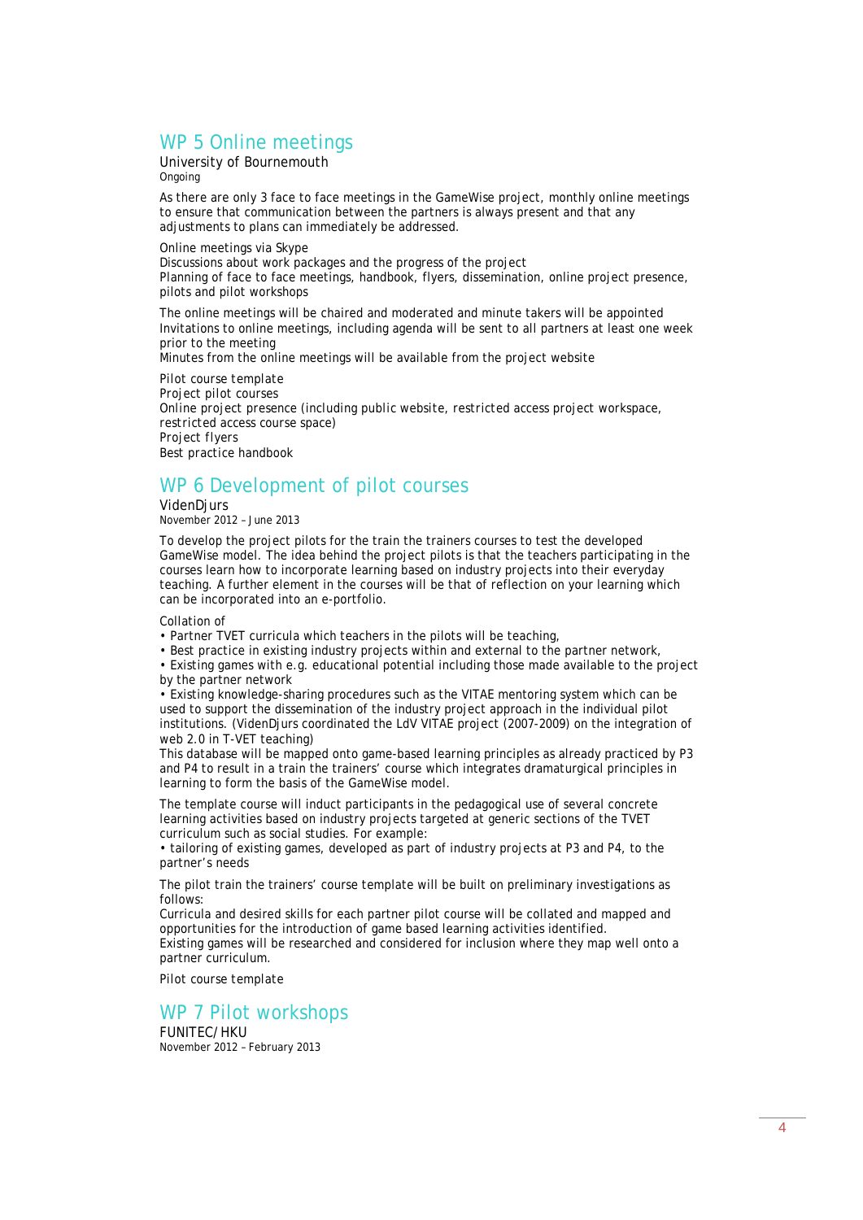## WP 5 Online meetings

University of Bournemouth
Ongoing

As there are only 3 face to face meetings in the GameWise project, monthly online meetings to ensure that communication between the partners is always present and that any adjustments to plans can immediately be addressed.

Online meetings via Skype
Discussions about work packages and the progress of the project
Planning of face to face meetings, handbook, flyers, dissemination, online project presence, pilots and pilot workshops

The online meetings will be chaired and moderated and minute takers will be appointed
Invitations to online meetings, including agenda will be sent to all partners at least one week prior to the meeting
Minutes from the online meetings will be available from the project website

Pilot course template
Project pilot courses
Online project presence (including public website, restricted access project workspace, restricted access course space)
Project flyers
Best practice handbook

## WP 6 Development of pilot courses

VidenDjurs
November 2012 – June 2013

To develop the project pilots for the train the trainers courses to test the developed GameWise model. The idea behind the project pilots is that the teachers participating in the courses learn how to incorporate learning based on industry projects into their everyday teaching. A further element in the courses will be that of reflection on your learning which can be incorporated into an e-portfolio.

Collation of

• Partner TVET curricula which teachers in the pilots will be teaching,
• Best practice in existing industry projects within and external to the partner network,
• Existing games with e.g. educational potential including those made available to the project by the partner network
• Existing knowledge-sharing procedures such as the VITAE mentoring system which can be used to support the dissemination of the industry project approach in the individual pilot institutions. (VidenDjurs coordinated the LdV VITAE project (2007-2009) on the integration of web 2.0 in T-VET teaching)

This database will be mapped onto game-based learning principles as already practiced by P3 and P4 to result in a train the trainers' course which integrates dramaturgical principles in learning to form the basis of the GameWise model.

The template course will induct participants in the pedagogical use of several concrete learning activities based on industry projects targeted at generic sections of the TVET curriculum such as social studies. For example:
• tailoring of existing games, developed as part of industry projects at P3 and P4, to the partner's needs

The pilot train the trainers' course template will be built on preliminary investigations as follows:
Curricula and desired skills for each partner pilot course will be collated and mapped and opportunities for the introduction of game based learning activities identified.
Existing games will be researched and considered for inclusion where they map well onto a partner curriculum.

Pilot course template

## WP 7 Pilot workshops

FUNITEC/HKU
November 2012 – February 2013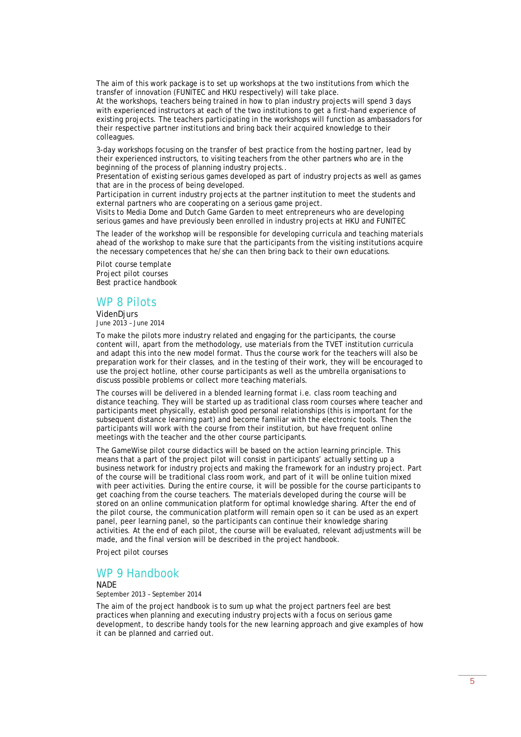The aim of this work package is to set up workshops at the two institutions from which the transfer of innovation (FUNITEC and HKU respectively) will take place.
At the workshops, teachers being trained in how to plan industry projects will spend 3 days with experienced instructors at each of the two institutions to get a first-hand experience of existing projects. The teachers participating in the workshops will function as ambassadors for their respective partner institutions and bring back their acquired knowledge to their colleagues.

3-day workshops focusing on the transfer of best practice from the hosting partner, lead by their experienced instructors, to visiting teachers from the other partners who are in the beginning of the process of planning industry projects..
Presentation of existing serious games developed as part of industry projects as well as games that are in the process of being developed.
Participation in current industry projects at the partner institution to meet the students and external partners who are cooperating on a serious game project.
Visits to Media Dome and Dutch Game Garden to meet entrepreneurs who are developing serious games and have previously been enrolled in industry projects at HKU and FUNITEC

The leader of the workshop will be responsible for developing curricula and teaching materials ahead of the workshop to make sure that the participants from the visiting institutions acquire the necessary competences that he/she can then bring back to their own educations.

Pilot course template
Project pilot courses
Best practice handbook

## WP 8 Pilots

VidenDjurs
June 2013 – June 2014

To make the pilots more industry related and engaging for the participants, the course content will, apart from the methodology, use materials from the TVET institution curricula and adapt this into the new model format. Thus the course work for the teachers will also be preparation work for their classes, and in the testing of their work, they will be encouraged to use the project hotline, other course participants as well as the umbrella organisations to discuss possible problems or collect more teaching materials.

The courses will be delivered in a blended learning format i.e. class room teaching and distance teaching. They will be started up as traditional class room courses where teacher and participants meet physically, establish good personal relationships (this is important for the subsequent distance learning part) and become familiar with the electronic tools. Then the participants will work with the course from their institution, but have frequent online meetings with the teacher and the other course participants.

The GameWise pilot course didactics will be based on the action learning principle. This means that a part of the project pilot will consist in participants' actually setting up a business network for industry projects and making the framework for an industry project. Part of the course will be traditional class room work, and part of it will be online tuition mixed with peer activities. During the entire course, it will be possible for the course participants to get coaching from the course teachers. The materials developed during the course will be stored on an online communication platform for optimal knowledge sharing. After the end of the pilot course, the communication platform will remain open so it can be used as an expert panel, peer learning panel, so the participants can continue their knowledge sharing activities. At the end of each pilot, the course will be evaluated, relevant adjustments will be made, and the final version will be described in the project handbook.

Project pilot courses

## WP 9 Handbook

NADE
September 2013 – September 2014

The aim of the project handbook is to sum up what the project partners feel are best practices when planning and executing industry projects with a focus on serious game development, to describe handy tools for the new learning approach and give examples of how it can be planned and carried out.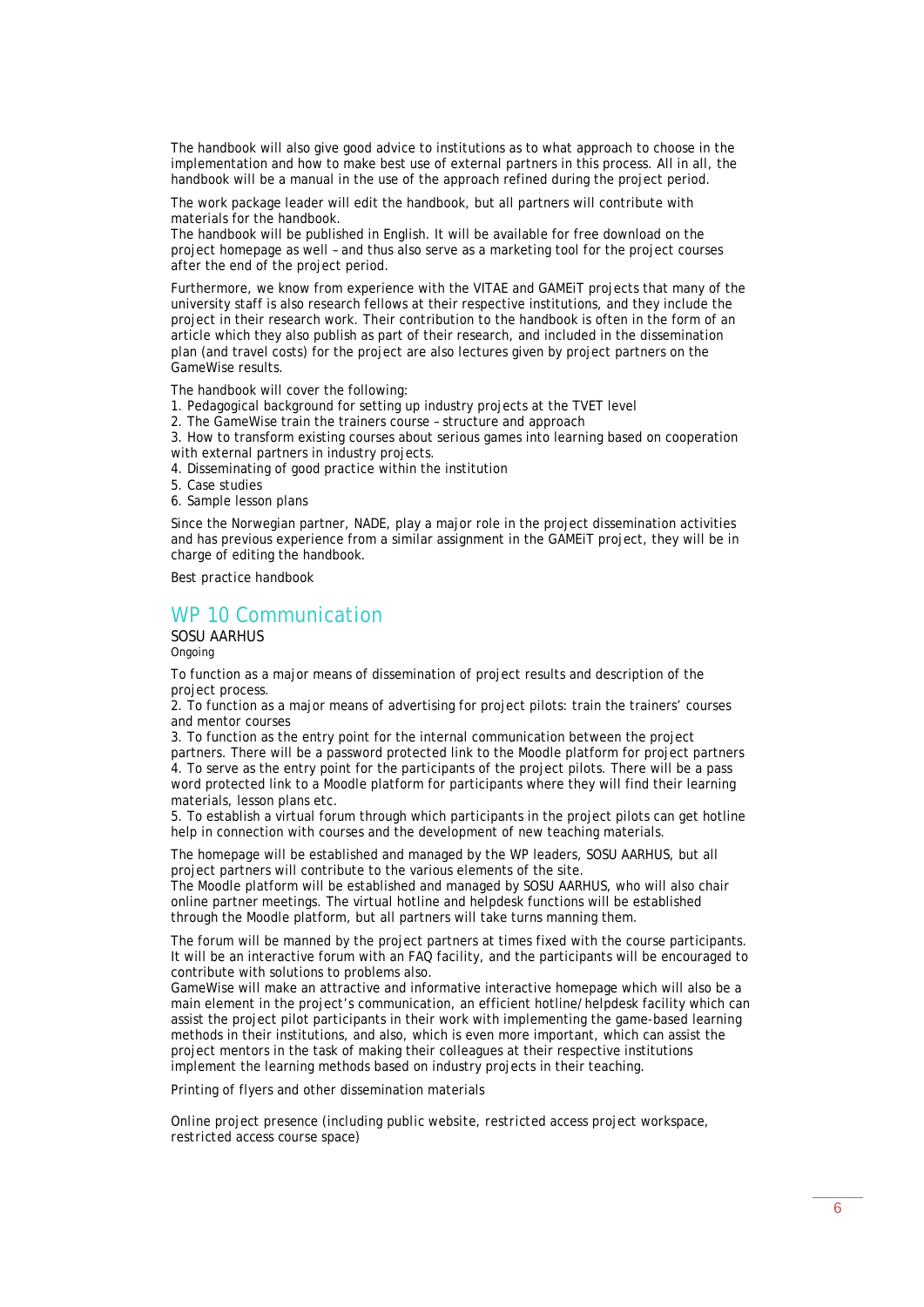The handbook will also give good advice to institutions as to what approach to choose in the implementation and how to make best use of external partners in this process. All in all, the handbook will be a manual in the use of the approach refined during the project period.

The work package leader will edit the handbook, but all partners will contribute with materials for the handbook.
The handbook will be published in English. It will be available for free download on the project homepage as well – and thus also serve as a marketing tool for the project courses after the end of the project period.

Furthermore, we know from experience with the VITAE and GAMEiT projects that many of the university staff is also research fellows at their respective institutions, and they include the project in their research work. Their contribution to the handbook is often in the form of an article which they also publish as part of their research, and included in the dissemination plan (and travel costs) for the project are also lectures given by project partners on the GameWise results.

The handbook will cover the following:

1. Pedagogical background for setting up industry projects at the TVET level
2. The GameWise train the trainers course – structure and approach
3. How to transform existing courses about serious games into learning based on cooperation with external partners in industry projects.
4. Disseminating of good practice within the institution
5. Case studies
6. Sample lesson plans

Since the Norwegian partner, NADE, play a major role in the project dissemination activities and has previous experience from a similar assignment in the GAMEiT project, they will be in charge of editing the handbook.

Best practice handbook

## WP 10 Communication

SOSU AARHUS
Ongoing

To function as a major means of dissemination of project results and description of the project process.
2. To function as a major means of advertising for project pilots: train the trainers' courses and mentor courses
3. To function as the entry point for the internal communication between the project partners. There will be a password protected link to the Moodle platform for project partners
4. To serve as the entry point for the participants of the project pilots. There will be a pass word protected link to a Moodle platform for participants where they will find their learning materials, lesson plans etc.
5. To establish a virtual forum through which participants in the project pilots can get hotline help in connection with courses and the development of new teaching materials.

The homepage will be established and managed by the WP leaders, SOSU AARHUS, but all project partners will contribute to the various elements of the site.
The Moodle platform will be established and managed by SOSU AARHUS, who will also chair online partner meetings. The virtual hotline and helpdesk functions will be established through the Moodle platform, but all partners will take turns manning them.

The forum will be manned by the project partners at times fixed with the course participants. It will be an interactive forum with an FAQ facility, and the participants will be encouraged to contribute with solutions to problems also.
GameWise will make an attractive and informative interactive homepage which will also be a main element in the project's communication, an efficient hotline/helpdesk facility which can assist the project pilot participants in their work with implementing the game-based learning methods in their institutions, and also, which is even more important, which can assist the project mentors in the task of making their colleagues at their respective institutions implement the learning methods based on industry projects in their teaching.

Printing of flyers and other dissemination materials

Online project presence (including public website, restricted access project workspace, restricted access course space)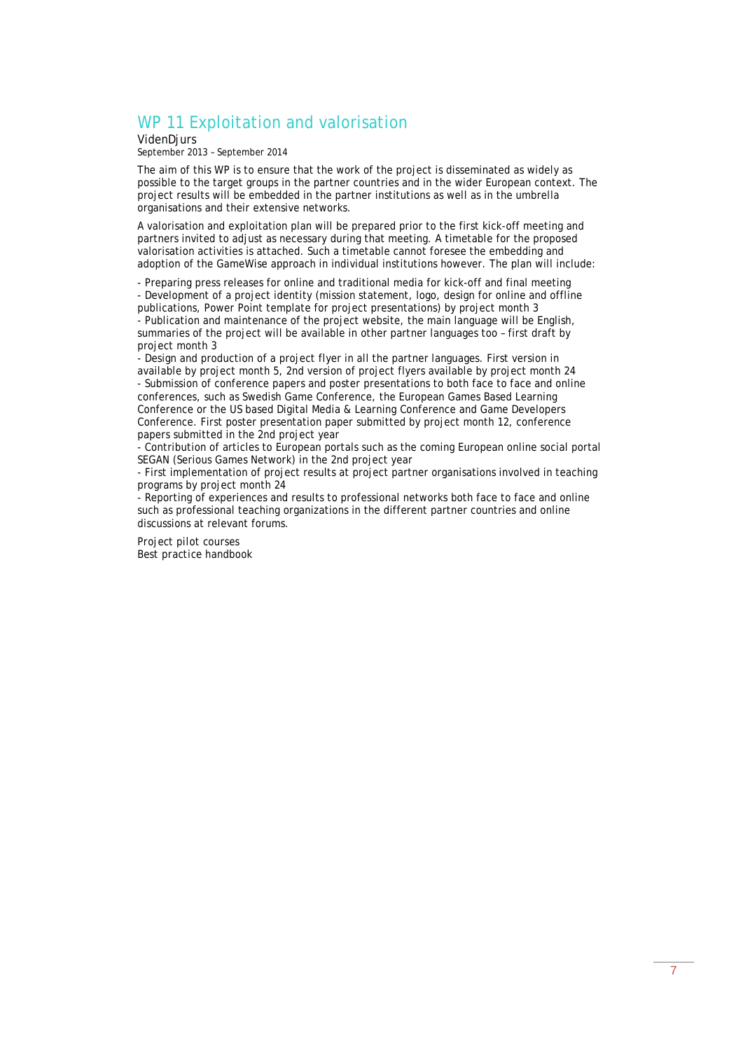## WP 11 Exploitation and valorisation

VidenDjurs
September 2013 – September 2014

The aim of this WP is to ensure that the work of the project is disseminated as widely as possible to the target groups in the partner countries and in the wider European context. The project results will be embedded in the partner institutions as well as in the umbrella organisations and their extensive networks.

A valorisation and exploitation plan will be prepared prior to the first kick-off meeting and partners invited to adjust as necessary during that meeting. A timetable for the proposed valorisation activities is attached. Such a timetable cannot foresee the embedding and adoption of the GameWise approach in individual institutions however. The plan will include:

- Preparing press releases for online and traditional media for kick-off and final meeting
- Development of a project identity (mission statement, logo, design for online and offline publications, Power Point template for project presentations) by project month 3
- Publication and maintenance of the project website, the main language will be English, summaries of the project will be available in other partner languages too – first draft by project month 3
- Design and production of a project flyer in all the partner languages. First version in available by project month 5, 2nd version of project flyers available by project month 24
- Submission of conference papers and poster presentations to both face to face and online conferences, such as Swedish Game Conference, the European Games Based Learning Conference or the US based Digital Media & Learning Conference and Game Developers Conference. First poster presentation paper submitted by project month 12, conference papers submitted in the 2nd project year
- Contribution of articles to European portals such as the coming European online social portal SEGAN (Serious Games Network) in the 2nd project year
- First implementation of project results at project partner organisations involved in teaching programs by project month 24
- Reporting of experiences and results to professional networks both face to face and online such as professional teaching organizations in the different partner countries and online discussions at relevant forums.

Project pilot courses
Best practice handbook